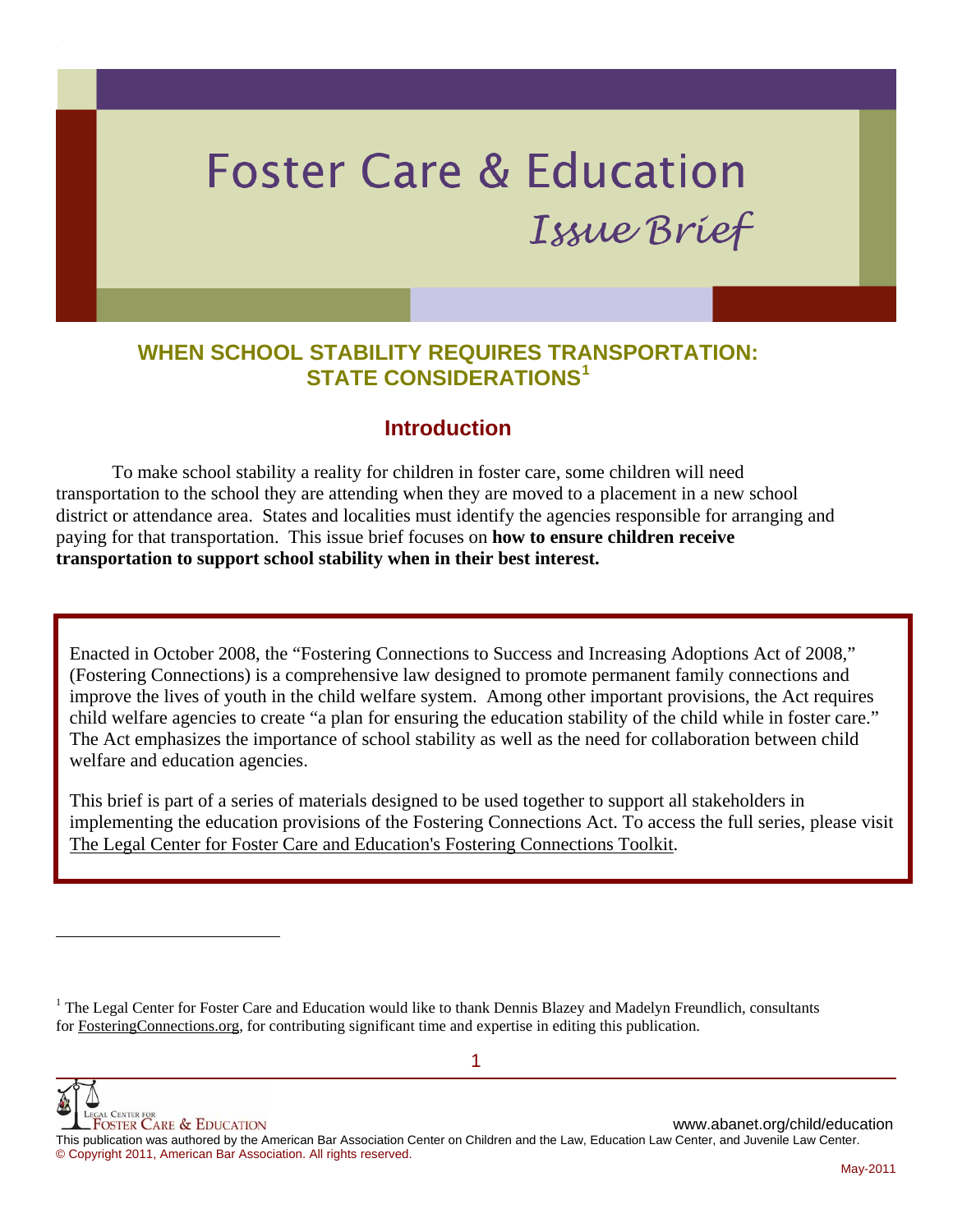# Foster Care & Education

*Issue Brief*

## WHEN SCHOOL STABILITY REQUIRES TRANSPORTATION: STATE CONSIDERATIONS[1]

### Introduction

To make school stability a reality for children in foster care, some children will need transportation to the school they are attending when they are moved to a placement in a new school district or attendance area. States and localities must identify the agencies responsible for arranging and paying for that transportation. This issue brief focuses on **how to ensure children receive transportation to support school stability when in their best interest.**

Enacted in October 2008, the "Fostering Connections to Success and Increasing Adoptions Act of 2008," (Fostering Connections) is a comprehensive law designed to promote permanent family connections and improve the lives of youth in the child welfare system. Among other important provisions, the Act requires child welfare agencies to create "a plan for ensuring the education stability of the child while in foster care." The Act emphasizes the importance of school stability as well as the need for collaboration between child welfare and education agencies.

This brief is part of a series of materials designed to be used together to support all stakeholders in implementing the education provisions of the Fostering Connections Act. To access the full series, please visit The Legal Center for Foster Care and Education's Fostering Connections Toolkit.

[1] The Legal Center for Foster Care and Education would like to thank Dennis Blazey and Madelyn Freundlich, consultants for FosteringConnections.org, for contributing significant time and expertise in editing this publication.

This publication was authored by the American Bar Association Center on Children and the Law, Education Law Center, and Juvenile Law Center.
© Copyright 2011, American Bar Association. All rights reserved.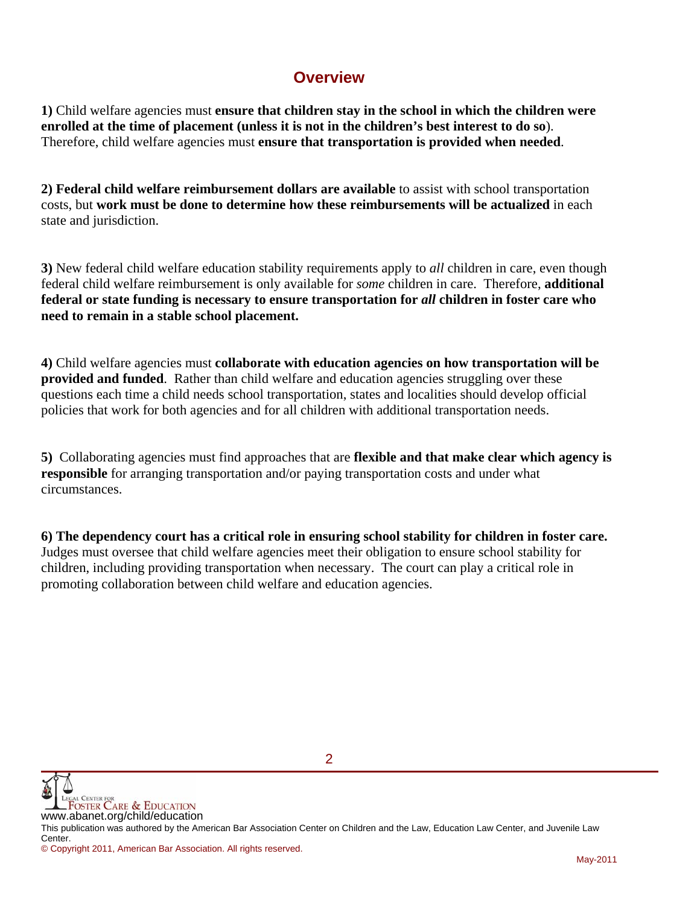## Overview

**1)** Child welfare agencies must **ensure that children stay in the school in which the children were enrolled at the time of placement (unless it is not in the children's best interest to do so**). Therefore, child welfare agencies must **ensure that transportation is provided when needed**.

**2) Federal child welfare reimbursement dollars are available** to assist with school transportation costs, but **work must be done to determine how these reimbursements will be actualized** in each state and jurisdiction.

**3)** New federal child welfare education stability requirements apply to *all* children in care, even though federal child welfare reimbursement is only available for *some* children in care. Therefore, **additional federal or state funding is necessary to ensure transportation for *all* children in foster care who need to remain in a stable school placement.**

**4)** Child welfare agencies must **collaborate with education agencies on how transportation will be provided and funded**. Rather than child welfare and education agencies struggling over these questions each time a child needs school transportation, states and localities should develop official policies that work for both agencies and for all children with additional transportation needs.

**5)** Collaborating agencies must find approaches that are **flexible and that make clear which agency is responsible** for arranging transportation and/or paying transportation costs and under what circumstances.

**6) The dependency court has a critical role in ensuring school stability for children in foster care.** Judges must oversee that child welfare agencies meet their obligation to ensure school stability for children, including providing transportation when necessary. The court can play a critical role in promoting collaboration between child welfare and education agencies.

Legal Center for Foster Care & Education
www.abanet.org/child/education
This publication was authored by the American Bar Association Center on Children and the Law, Education Law Center, and Juvenile Law Center.
© Copyright 2011, American Bar Association. All rights reserved.

May-2011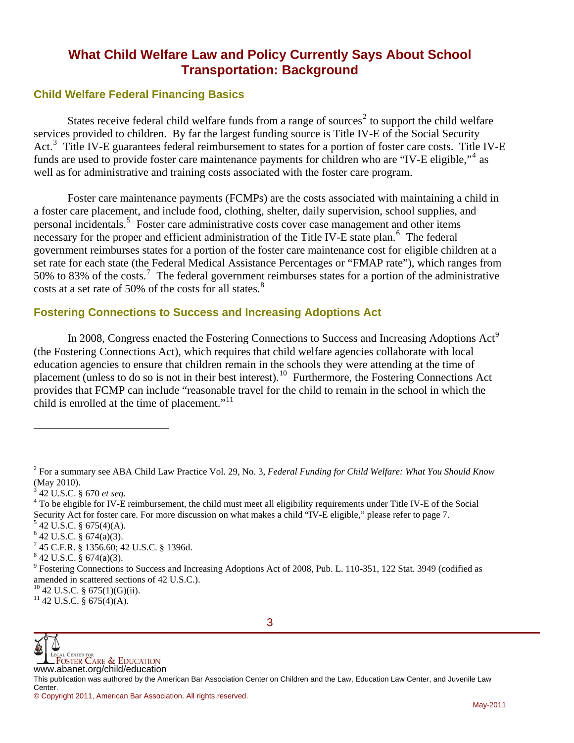# What Child Welfare Law and Policy Currently Says About School Transportation: Background

## Child Welfare Federal Financing Basics

States receive federal child welfare funds from a range of sources[2] to support the child welfare services provided to children. By far the largest funding source is Title IV-E of the Social Security Act.[3] Title IV-E guarantees federal reimbursement to states for a portion of foster care costs. Title IV-E funds are used to provide foster care maintenance payments for children who are "IV-E eligible,"[4] as well as for administrative and training costs associated with the foster care program.

Foster care maintenance payments (FCMPs) are the costs associated with maintaining a child in a foster care placement, and include food, clothing, shelter, daily supervision, school supplies, and personal incidentals.[5] Foster care administrative costs cover case management and other items necessary for the proper and efficient administration of the Title IV-E state plan.[6] The federal government reimburses states for a portion of the foster care maintenance cost for eligible children at a set rate for each state (the Federal Medical Assistance Percentages or "FMAP rate"), which ranges from 50% to 83% of the costs.[7] The federal government reimburses states for a portion of the administrative costs at a set rate of 50% of the costs for all states.[8]

## Fostering Connections to Success and Increasing Adoptions Act

In 2008, Congress enacted the Fostering Connections to Success and Increasing Adoptions Act[9] (the Fostering Connections Act), which requires that child welfare agencies collaborate with local education agencies to ensure that children remain in the schools they were attending at the time of placement (unless to do so is not in their best interest).[10] Furthermore, the Fostering Connections Act provides that FCMP can include "reasonable travel for the child to remain in the school in which the child is enrolled at the time of placement."[11]

---

[2] For a summary see ABA Child Law Practice Vol. 29, No. 3, *Federal Funding for Child Welfare: What You Should Know* (May 2010).

[3] 42 U.S.C. § 670 *et seq.*

[4] To be eligible for IV-E reimbursement, the child must meet all eligibility requirements under Title IV-E of the Social Security Act for foster care. For more discussion on what makes a child "IV-E eligible," please refer to page 7.

[5] 42 U.S.C. § 675(4)(A).

[6] 42 U.S.C. § 674(a)(3).

[7] 45 C.F.R. § 1356.60; 42 U.S.C. § 1396d.

[8] 42 U.S.C. § 674(a)(3).

[9] Fostering Connections to Success and Increasing Adoptions Act of 2008, Pub. L. 110-351, 122 Stat. 3949 (codified as amended in scattered sections of 42 U.S.C.).

[10] 42 U.S.C. § 675(1)(G)(ii).

[11] 42 U.S.C. § 675(4)(A).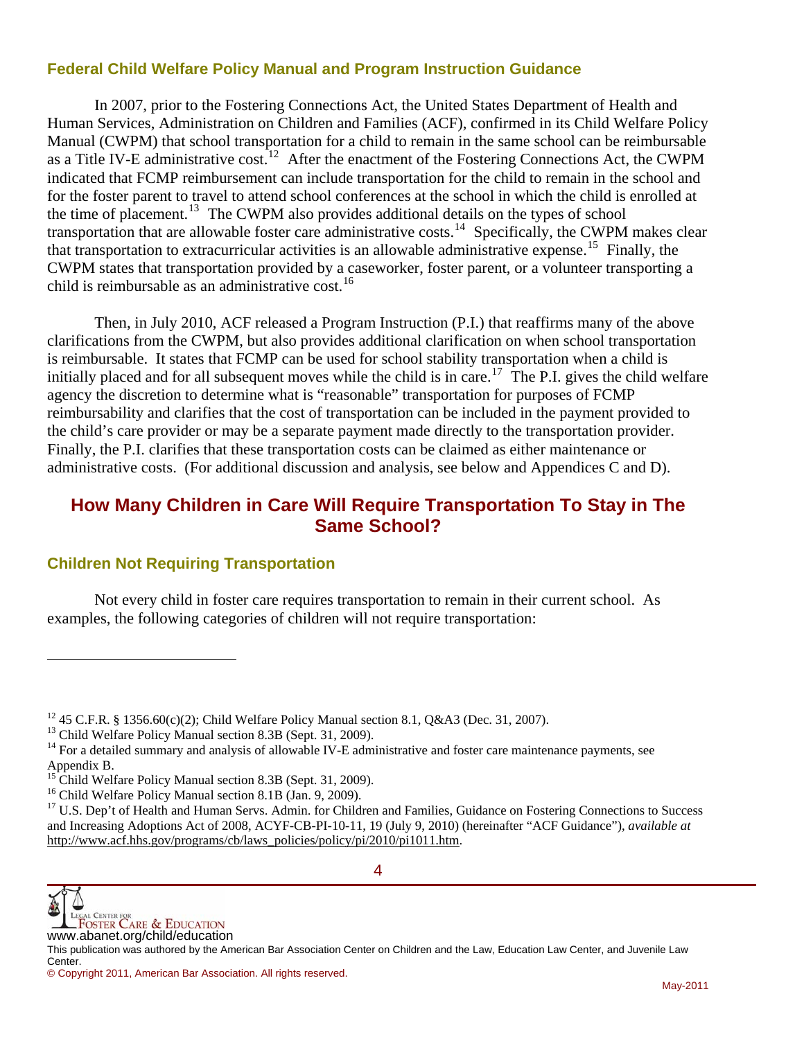### Federal Child Welfare Policy Manual and Program Instruction Guidance

In 2007, prior to the Fostering Connections Act, the United States Department of Health and Human Services, Administration on Children and Families (ACF), confirmed in its Child Welfare Policy Manual (CWPM) that school transportation for a child to remain in the same school can be reimbursable as a Title IV-E administrative cost.[12] After the enactment of the Fostering Connections Act, the CWPM indicated that FCMP reimbursement can include transportation for the child to remain in the school and for the foster parent to travel to attend school conferences at the school in which the child is enrolled at the time of placement.[13] The CWPM also provides additional details on the types of school transportation that are allowable foster care administrative costs.[14] Specifically, the CWPM makes clear that transportation to extracurricular activities is an allowable administrative expense.[15] Finally, the CWPM states that transportation provided by a caseworker, foster parent, or a volunteer transporting a child is reimbursable as an administrative cost.[16]

Then, in July 2010, ACF released a Program Instruction (P.I.) that reaffirms many of the above clarifications from the CWPM, but also provides additional clarification on when school transportation is reimbursable. It states that FCMP can be used for school stability transportation when a child is initially placed and for all subsequent moves while the child is in care.[17] The P.I. gives the child welfare agency the discretion to determine what is "reasonable" transportation for purposes of FCMP reimbursability and clarifies that the cost of transportation can be included in the payment provided to the child's care provider or may be a separate payment made directly to the transportation provider. Finally, the P.I. clarifies that these transportation costs can be claimed as either maintenance or administrative costs. (For additional discussion and analysis, see below and Appendices C and D).

## How Many Children in Care Will Require Transportation To Stay in The Same School?

### Children Not Requiring Transportation

Not every child in foster care requires transportation to remain in their current school. As examples, the following categories of children will not require transportation:

---

[12] 45 C.F.R. § 1356.60(c)(2); Child Welfare Policy Manual section 8.1, Q&A3 (Dec. 31, 2007).

[13] Child Welfare Policy Manual section 8.3B (Sept. 31, 2009).

[14] For a detailed summary and analysis of allowable IV-E administrative and foster care maintenance payments, see Appendix B.

[15] Child Welfare Policy Manual section 8.3B (Sept. 31, 2009).

[16] Child Welfare Policy Manual section 8.1B (Jan. 9, 2009).

[17] U.S. Dep't of Health and Human Servs. Admin. for Children and Families, Guidance on Fostering Connections to Success and Increasing Adoptions Act of 2008, ACYF-CB-PI-10-11, 19 (July 9, 2010) (hereinafter "ACF Guidance"), *available at* http://www.acf.hhs.gov/programs/cb/laws_policies/policy/pi/2010/pi1011.htm.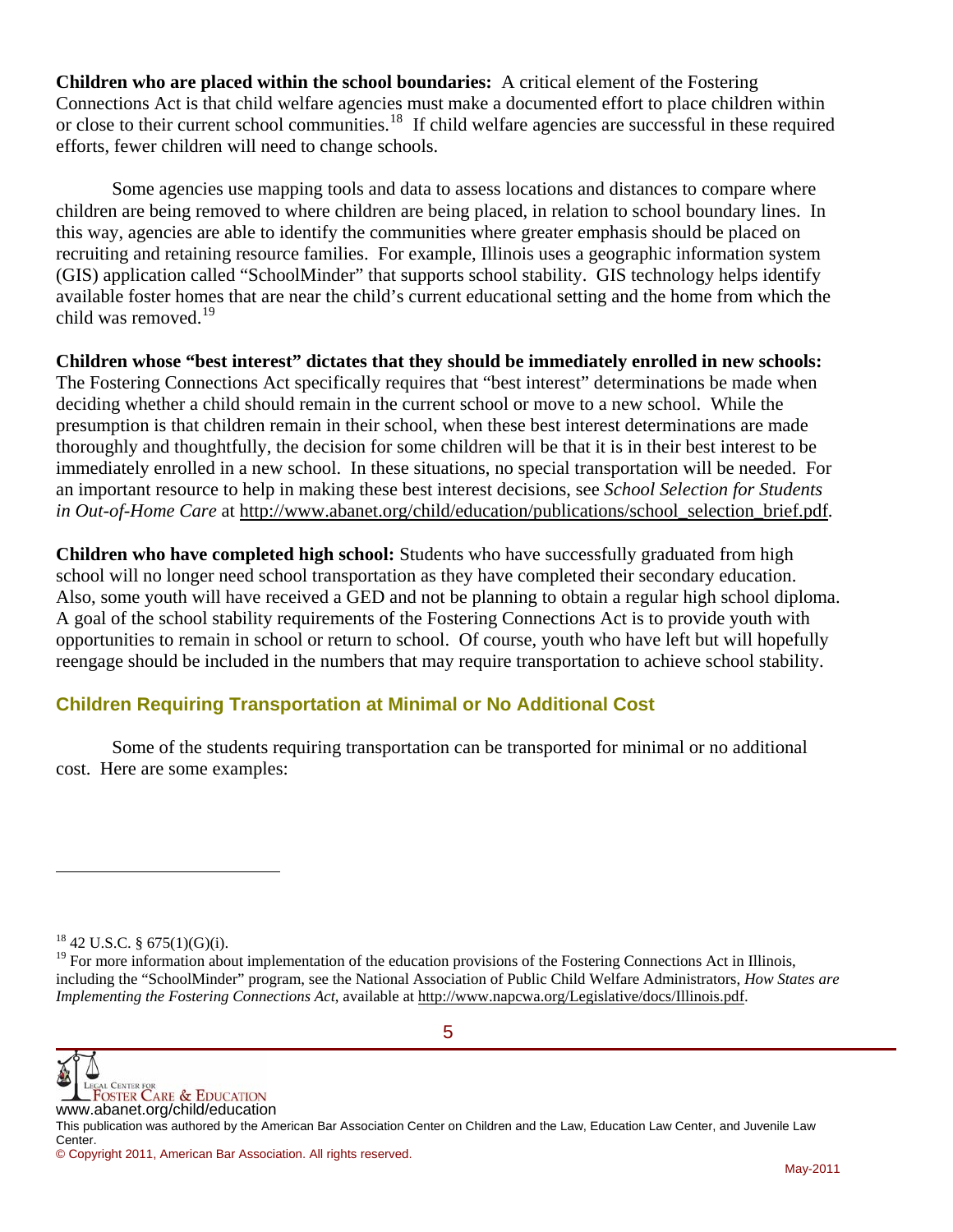**Children who are placed within the school boundaries:** A critical element of the Fostering Connections Act is that child welfare agencies must make a documented effort to place children within or close to their current school communities.[18] If child welfare agencies are successful in these required efforts, fewer children will need to change schools.

Some agencies use mapping tools and data to assess locations and distances to compare where children are being removed to where children are being placed, in relation to school boundary lines. In this way, agencies are able to identify the communities where greater emphasis should be placed on recruiting and retaining resource families. For example, Illinois uses a geographic information system (GIS) application called "SchoolMinder" that supports school stability. GIS technology helps identify available foster homes that are near the child's current educational setting and the home from which the child was removed.[19]

**Children whose "best interest" dictates that they should be immediately enrolled in new schools:** The Fostering Connections Act specifically requires that "best interest" determinations be made when deciding whether a child should remain in the current school or move to a new school. While the presumption is that children remain in their school, when these best interest determinations are made thoroughly and thoughtfully, the decision for some children will be that it is in their best interest to be immediately enrolled in a new school. In these situations, no special transportation will be needed. For an important resource to help in making these best interest decisions, see *School Selection for Students in Out-of-Home Care* at http://www.abanet.org/child/education/publications/school_selection_brief.pdf.

**Children who have completed high school:** Students who have successfully graduated from high school will no longer need school transportation as they have completed their secondary education. Also, some youth will have received a GED and not be planning to obtain a regular high school diploma. A goal of the school stability requirements of the Fostering Connections Act is to provide youth with opportunities to remain in school or return to school. Of course, youth who have left but will hopefully reengage should be included in the numbers that may require transportation to achieve school stability.

## Children Requiring Transportation at Minimal or No Additional Cost

Some of the students requiring transportation can be transported for minimal or no additional cost. Here are some examples:

---

[18] 42 U.S.C. § 675(1)(G)(i).

[19] For more information about implementation of the education provisions of the Fostering Connections Act in Illinois, including the "SchoolMinder" program, see the National Association of Public Child Welfare Administrators, *How States are Implementing the Fostering Connections Act*, available at http://www.napcwa.org/Legislative/docs/Illinois.pdf.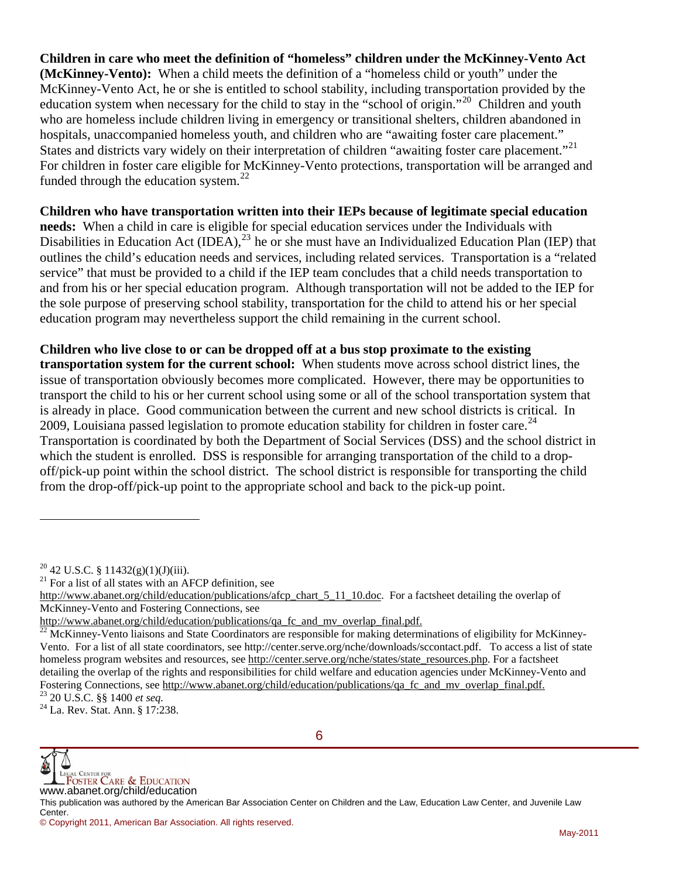**Children in care who meet the definition of "homeless" children under the McKinney-Vento Act (McKinney-Vento):** When a child meets the definition of a "homeless child or youth" under the McKinney-Vento Act, he or she is entitled to school stability, including transportation provided by the education system when necessary for the child to stay in the "school of origin."[20] Children and youth who are homeless include children living in emergency or transitional shelters, children abandoned in hospitals, unaccompanied homeless youth, and children who are "awaiting foster care placement." States and districts vary widely on their interpretation of children "awaiting foster care placement."[21] For children in foster care eligible for McKinney-Vento protections, transportation will be arranged and funded through the education system.[22]

**Children who have transportation written into their IEPs because of legitimate special education needs:** When a child in care is eligible for special education services under the Individuals with Disabilities in Education Act (IDEA),[23] he or she must have an Individualized Education Plan (IEP) that outlines the child's education needs and services, including related services. Transportation is a "related service" that must be provided to a child if the IEP team concludes that a child needs transportation to and from his or her special education program. Although transportation will not be added to the IEP for the sole purpose of preserving school stability, transportation for the child to attend his or her special education program may nevertheless support the child remaining in the current school.

**Children who live close to or can be dropped off at a bus stop proximate to the existing transportation system for the current school:** When students move across school district lines, the issue of transportation obviously becomes more complicated. However, there may be opportunities to transport the child to his or her current school using some or all of the school transportation system that is already in place. Good communication between the current and new school districts is critical. In 2009, Louisiana passed legislation to promote education stability for children in foster care.[24] Transportation is coordinated by both the Department of Social Services (DSS) and the school district in which the student is enrolled. DSS is responsible for arranging transportation of the child to a drop-off/pick-up point within the school district. The school district is responsible for transporting the child from the drop-off/pick-up point to the appropriate school and back to the pick-up point.

---

[20] 42 U.S.C. § 11432(g)(1)(J)(iii).

[21] For a list of all states with an AFCP definition, see http://www.abanet.org/child/education/publications/afcp_chart_5_11_10.doc. For a factsheet detailing the overlap of McKinney-Vento and Fostering Connections, see http://www.abanet.org/child/education/publications/qa_fc_and_mv_overlap_final.pdf.

[22] McKinney-Vento liaisons and State Coordinators are responsible for making determinations of eligibility for McKinney-Vento. For a list of all state coordinators, see http://center.serve.org/nche/downloads/sccontact.pdf. To access a list of state homeless program websites and resources, see http://center.serve.org/nche/states/state_resources.php. For a factsheet detailing the overlap of the rights and responsibilities for child welfare and education agencies under McKinney-Vento and Fostering Connections, see http://www.abanet.org/child/education/publications/qa_fc_and_mv_overlap_final.pdf.

[23] 20 U.S.C. §§ 1400 *et seq.*

[24] La. Rev. Stat. Ann. § 17:238.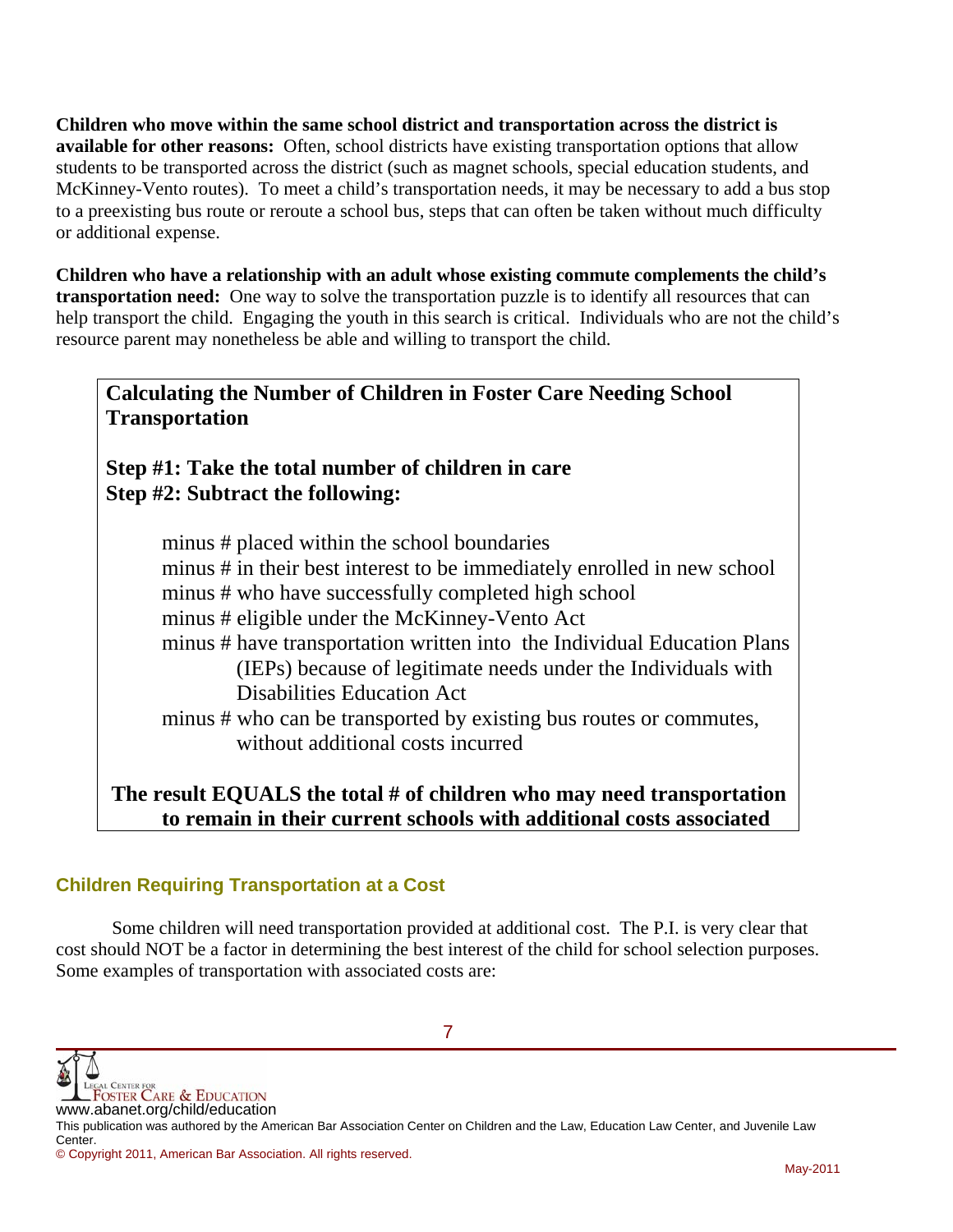**Children who move within the same school district and transportation across the district is available for other reasons:** Often, school districts have existing transportation options that allow students to be transported across the district (such as magnet schools, special education students, and McKinney-Vento routes). To meet a child's transportation needs, it may be necessary to add a bus stop to a preexisting bus route or reroute a school bus, steps that can often be taken without much difficulty or additional expense.

**Children who have a relationship with an adult whose existing commute complements the child's transportation need:** One way to solve the transportation puzzle is to identify all resources that can help transport the child. Engaging the youth in this search is critical. Individuals who are not the child's resource parent may nonetheless be able and willing to transport the child.

> **Calculating the Number of Children in Foster Care Needing School Transportation**
>
> **Step #1: Take the total number of children in care**
> **Step #2: Subtract the following:**
>
> minus # placed within the school boundaries
> minus # in their best interest to be immediately enrolled in new school
> minus # who have successfully completed high school
> minus # eligible under the McKinney-Vento Act
> minus # have transportation written into the Individual Education Plans (IEPs) because of legitimate needs under the Individuals with Disabilities Education Act
> minus # who can be transported by existing bus routes or commutes, without additional costs incurred
>
> **The result EQUALS the total # of children who may need transportation to remain in their current schools with additional costs associated**

### Children Requiring Transportation at a Cost

Some children will need transportation provided at additional cost. The P.I. is very clear that cost should NOT be a factor in determining the best interest of the child for school selection purposes. Some examples of transportation with associated costs are: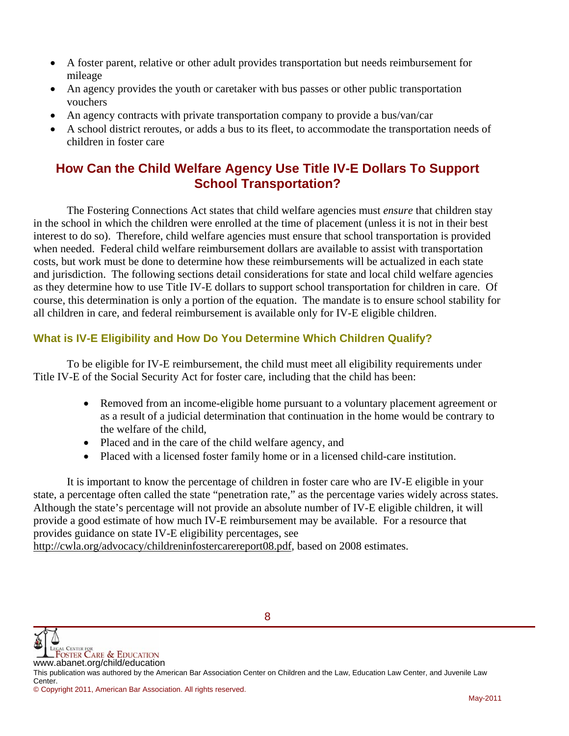- A foster parent, relative or other adult provides transportation but needs reimbursement for mileage
- An agency provides the youth or caretaker with bus passes or other public transportation vouchers
- An agency contracts with private transportation company to provide a bus/van/car
- A school district reroutes, or adds a bus to its fleet, to accommodate the transportation needs of children in foster care

## How Can the Child Welfare Agency Use Title IV-E Dollars To Support School Transportation?

The Fostering Connections Act states that child welfare agencies must *ensure* that children stay in the school in which the children were enrolled at the time of placement (unless it is not in their best interest to do so). Therefore, child welfare agencies must ensure that school transportation is provided when needed. Federal child welfare reimbursement dollars are available to assist with transportation costs, but work must be done to determine how these reimbursements will be actualized in each state and jurisdiction. The following sections detail considerations for state and local child welfare agencies as they determine how to use Title IV-E dollars to support school transportation for children in care. Of course, this determination is only a portion of the equation. The mandate is to ensure school stability for all children in care, and federal reimbursement is available only for IV-E eligible children.

### What is IV-E Eligibility and How Do You Determine Which Children Qualify?

To be eligible for IV-E reimbursement, the child must meet all eligibility requirements under Title IV-E of the Social Security Act for foster care, including that the child has been:

- Removed from an income-eligible home pursuant to a voluntary placement agreement or as a result of a judicial determination that continuation in the home would be contrary to the welfare of the child,
- Placed and in the care of the child welfare agency, and
- Placed with a licensed foster family home or in a licensed child-care institution.

It is important to know the percentage of children in foster care who are IV-E eligible in your state, a percentage often called the state "penetration rate," as the percentage varies widely across states. Although the state's percentage will not provide an absolute number of IV-E eligible children, it will provide a good estimate of how much IV-E reimbursement may be available. For a resource that provides guidance on state IV-E eligibility percentages, see http://cwla.org/advocacy/childreninfostercarereport08.pdf, based on 2008 estimates.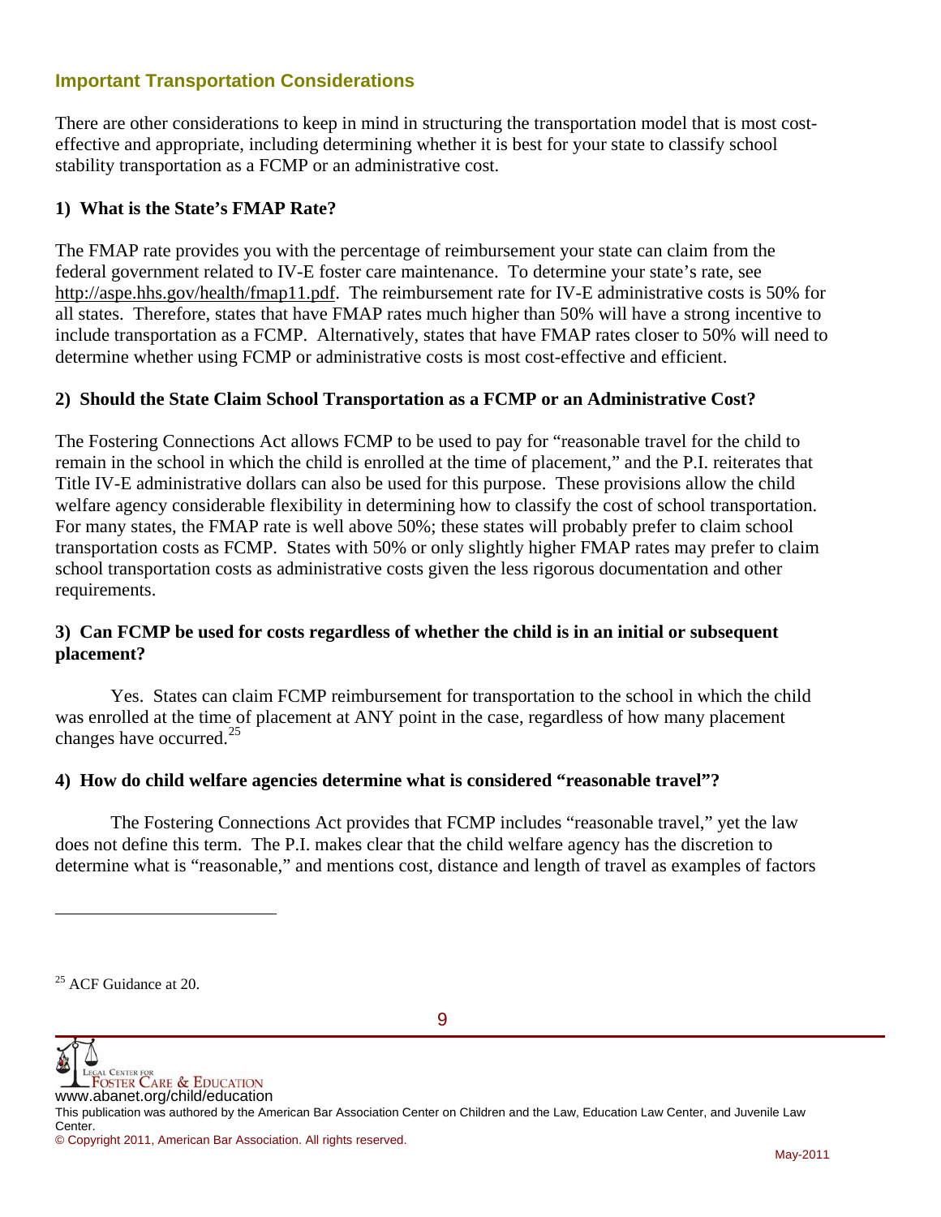## Important Transportation Considerations

There are other considerations to keep in mind in structuring the transportation model that is most cost-effective and appropriate, including determining whether it is best for your state to classify school stability transportation as a FCMP or an administrative cost.

### 1) What is the State's FMAP Rate?

The FMAP rate provides you with the percentage of reimbursement your state can claim from the federal government related to IV-E foster care maintenance. To determine your state's rate, see http://aspe.hhs.gov/health/fmap11.pdf. The reimbursement rate for IV-E administrative costs is 50% for all states. Therefore, states that have FMAP rates much higher than 50% will have a strong incentive to include transportation as a FCMP. Alternatively, states that have FMAP rates closer to 50% will need to determine whether using FCMP or administrative costs is most cost-effective and efficient.

### 2) Should the State Claim School Transportation as a FCMP or an Administrative Cost?

The Fostering Connections Act allows FCMP to be used to pay for "reasonable travel for the child to remain in the school in which the child is enrolled at the time of placement," and the P.I. reiterates that Title IV-E administrative dollars can also be used for this purpose. These provisions allow the child welfare agency considerable flexibility in determining how to classify the cost of school transportation. For many states, the FMAP rate is well above 50%; these states will probably prefer to claim school transportation costs as FCMP. States with 50% or only slightly higher FMAP rates may prefer to claim school transportation costs as administrative costs given the less rigorous documentation and other requirements.

### 3) Can FCMP be used for costs regardless of whether the child is in an initial or subsequent placement?

Yes. States can claim FCMP reimbursement for transportation to the school in which the child was enrolled at the time of placement at ANY point in the case, regardless of how many placement changes have occurred.[25]

### 4) How do child welfare agencies determine what is considered "reasonable travel"?

The Fostering Connections Act provides that FCMP includes "reasonable travel," yet the law does not define this term. The P.I. makes clear that the child welfare agency has the discretion to determine what is "reasonable," and mentions cost, distance and length of travel as examples of factors

---

[25] ACF Guidance at 20.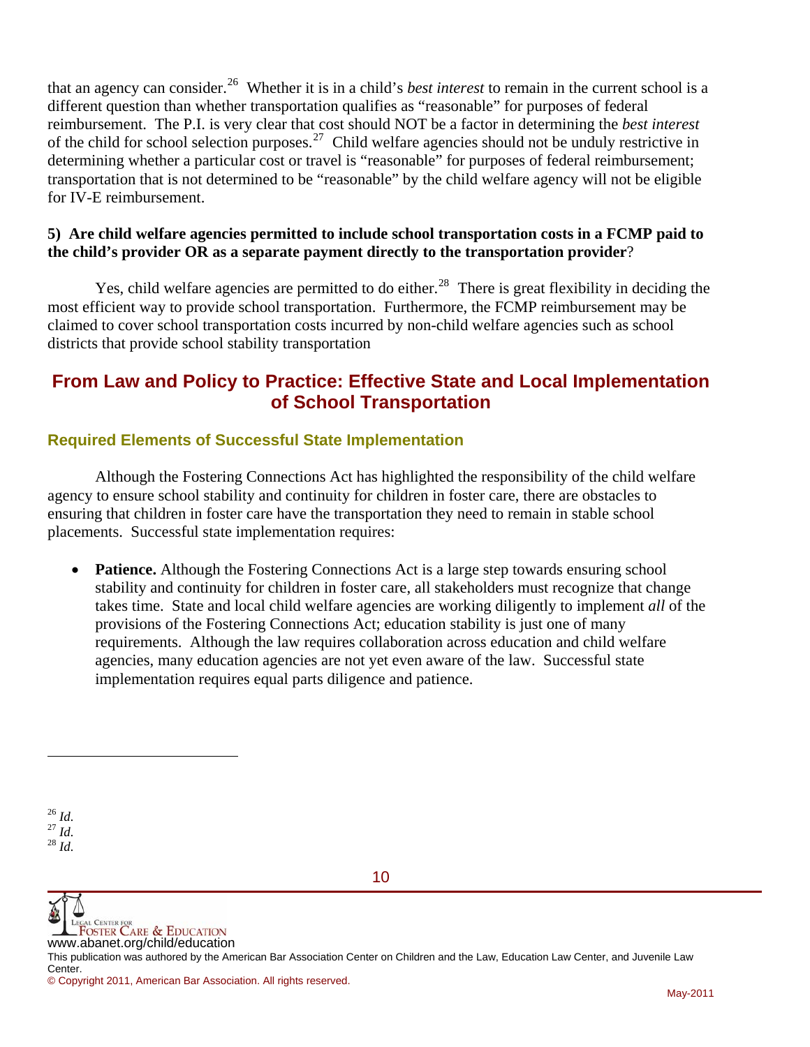that an agency can consider.[26] Whether it is in a child's *best interest* to remain in the current school is a different question than whether transportation qualifies as "reasonable" for purposes of federal reimbursement. The P.I. is very clear that cost should NOT be a factor in determining the *best interest* of the child for school selection purposes.[27] Child welfare agencies should not be unduly restrictive in determining whether a particular cost or travel is "reasonable" for purposes of federal reimbursement; transportation that is not determined to be "reasonable" by the child welfare agency will not be eligible for IV-E reimbursement.

**5) Are child welfare agencies permitted to include school transportation costs in a FCMP paid to the child's provider OR as a separate payment directly to the transportation provider**?

Yes, child welfare agencies are permitted to do either.[28] There is great flexibility in deciding the most efficient way to provide school transportation. Furthermore, the FCMP reimbursement may be claimed to cover school transportation costs incurred by non-child welfare agencies such as school districts that provide school stability transportation

## From Law and Policy to Practice: Effective State and Local Implementation of School Transportation

### Required Elements of Successful State Implementation

Although the Fostering Connections Act has highlighted the responsibility of the child welfare agency to ensure school stability and continuity for children in foster care, there are obstacles to ensuring that children in foster care have the transportation they need to remain in stable school placements. Successful state implementation requires:

- **Patience.** Although the Fostering Connections Act is a large step towards ensuring school stability and continuity for children in foster care, all stakeholders must recognize that change takes time. State and local child welfare agencies are working diligently to implement *all* of the provisions of the Fostering Connections Act; education stability is just one of many requirements. Although the law requires collaboration across education and child welfare agencies, many education agencies are not yet even aware of the law. Successful state implementation requires equal parts diligence and patience.

---

[26] *Id.*
[27] *Id.*
[28] *Id.*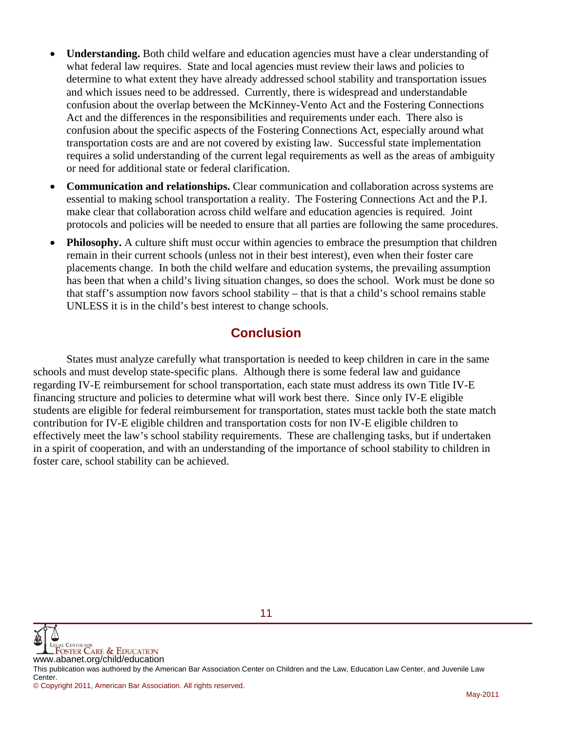- **Understanding.** Both child welfare and education agencies must have a clear understanding of what federal law requires. State and local agencies must review their laws and policies to determine to what extent they have already addressed school stability and transportation issues and which issues need to be addressed. Currently, there is widespread and understandable confusion about the overlap between the McKinney-Vento Act and the Fostering Connections Act and the differences in the responsibilities and requirements under each. There also is confusion about the specific aspects of the Fostering Connections Act, especially around what transportation costs are and are not covered by existing law. Successful state implementation requires a solid understanding of the current legal requirements as well as the areas of ambiguity or need for additional state or federal clarification.
- **Communication and relationships.** Clear communication and collaboration across systems are essential to making school transportation a reality. The Fostering Connections Act and the P.I. make clear that collaboration across child welfare and education agencies is required. Joint protocols and policies will be needed to ensure that all parties are following the same procedures.
- **Philosophy.** A culture shift must occur within agencies to embrace the presumption that children remain in their current schools (unless not in their best interest), even when their foster care placements change. In both the child welfare and education systems, the prevailing assumption has been that when a child's living situation changes, so does the school. Work must be done so that staff's assumption now favors school stability – that is that a child's school remains stable UNLESS it is in the child's best interest to change schools.

## Conclusion

States must analyze carefully what transportation is needed to keep children in care in the same schools and must develop state-specific plans. Although there is some federal law and guidance regarding IV-E reimbursement for school transportation, each state must address its own Title IV-E financing structure and policies to determine what will work best there. Since only IV-E eligible students are eligible for federal reimbursement for transportation, states must tackle both the state match contribution for IV-E eligible children and transportation costs for non IV-E eligible children to effectively meet the law's school stability requirements. These are challenging tasks, but if undertaken in a spirit of cooperation, and with an understanding of the importance of school stability to children in foster care, school stability can be achieved.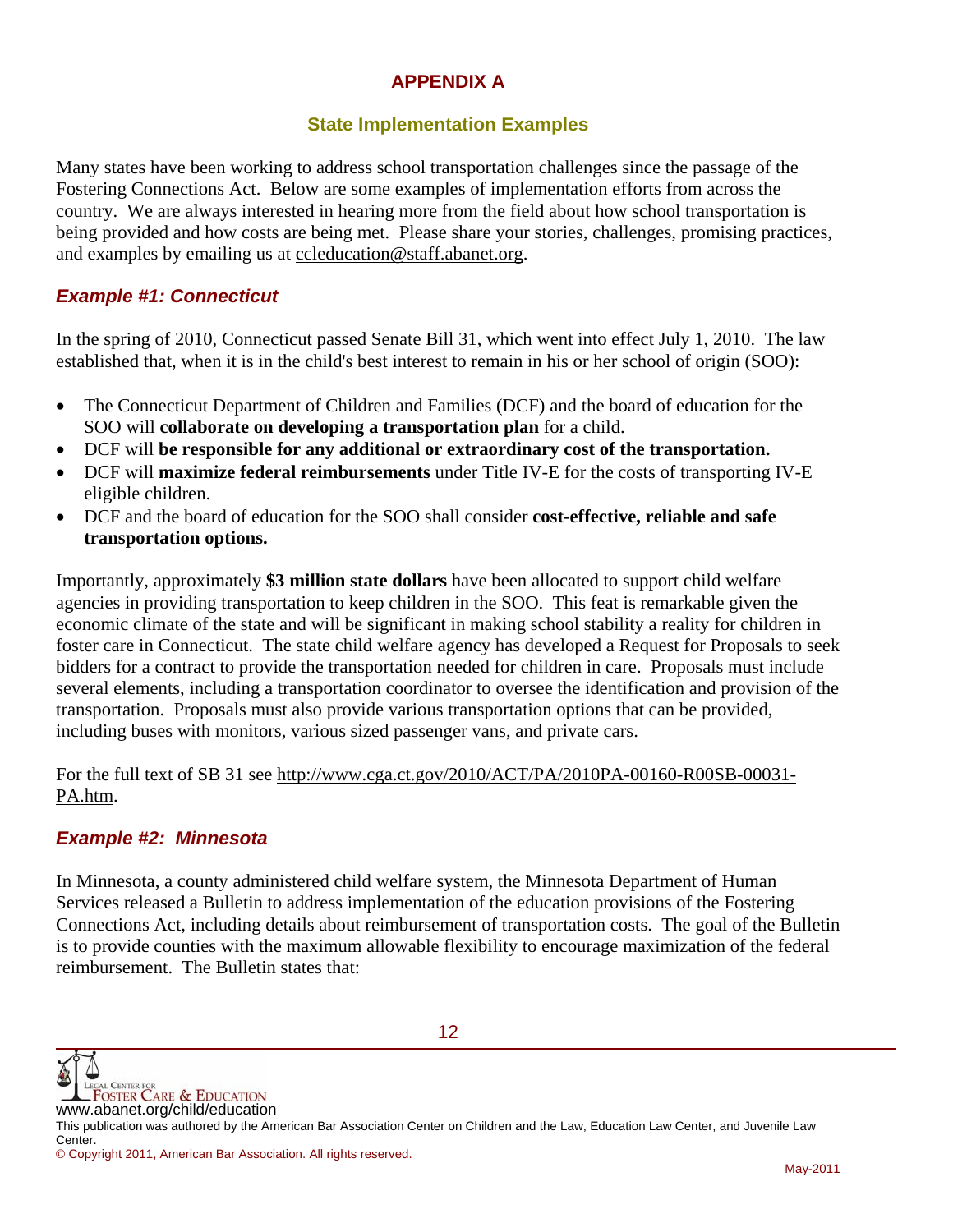# APPENDIX A

## State Implementation Examples

Many states have been working to address school transportation challenges since the passage of the Fostering Connections Act. Below are some examples of implementation efforts from across the country. We are always interested in hearing more from the field about how school transportation is being provided and how costs are being met. Please share your stories, challenges, promising practices, and examples by emailing us at ccleducation@staff.abanet.org.

### *Example #1: Connecticut*

In the spring of 2010, Connecticut passed Senate Bill 31, which went into effect July 1, 2010. The law established that, when it is in the child's best interest to remain in his or her school of origin (SOO):

- The Connecticut Department of Children and Families (DCF) and the board of education for the SOO will **collaborate on developing a transportation plan** for a child.
- DCF will **be responsible for any additional or extraordinary cost of the transportation.**
- DCF will **maximize federal reimbursements** under Title IV-E for the costs of transporting IV-E eligible children.
- DCF and the board of education for the SOO shall consider **cost-effective, reliable and safe transportation options.**

Importantly, approximately **$3 million state dollars** have been allocated to support child welfare agencies in providing transportation to keep children in the SOO. This feat is remarkable given the economic climate of the state and will be significant in making school stability a reality for children in foster care in Connecticut. The state child welfare agency has developed a Request for Proposals to seek bidders for a contract to provide the transportation needed for children in care. Proposals must include several elements, including a transportation coordinator to oversee the identification and provision of the transportation. Proposals must also provide various transportation options that can be provided, including buses with monitors, various sized passenger vans, and private cars.

For the full text of SB 31 see http://www.cga.ct.gov/2010/ACT/PA/2010PA-00160-R00SB-00031-PA.htm.

### *Example #2: Minnesota*

In Minnesota, a county administered child welfare system, the Minnesota Department of Human Services released a Bulletin to address implementation of the education provisions of the Fostering Connections Act, including details about reimbursement of transportation costs. The goal of the Bulletin is to provide counties with the maximum allowable flexibility to encourage maximization of the federal reimbursement. The Bulletin states that: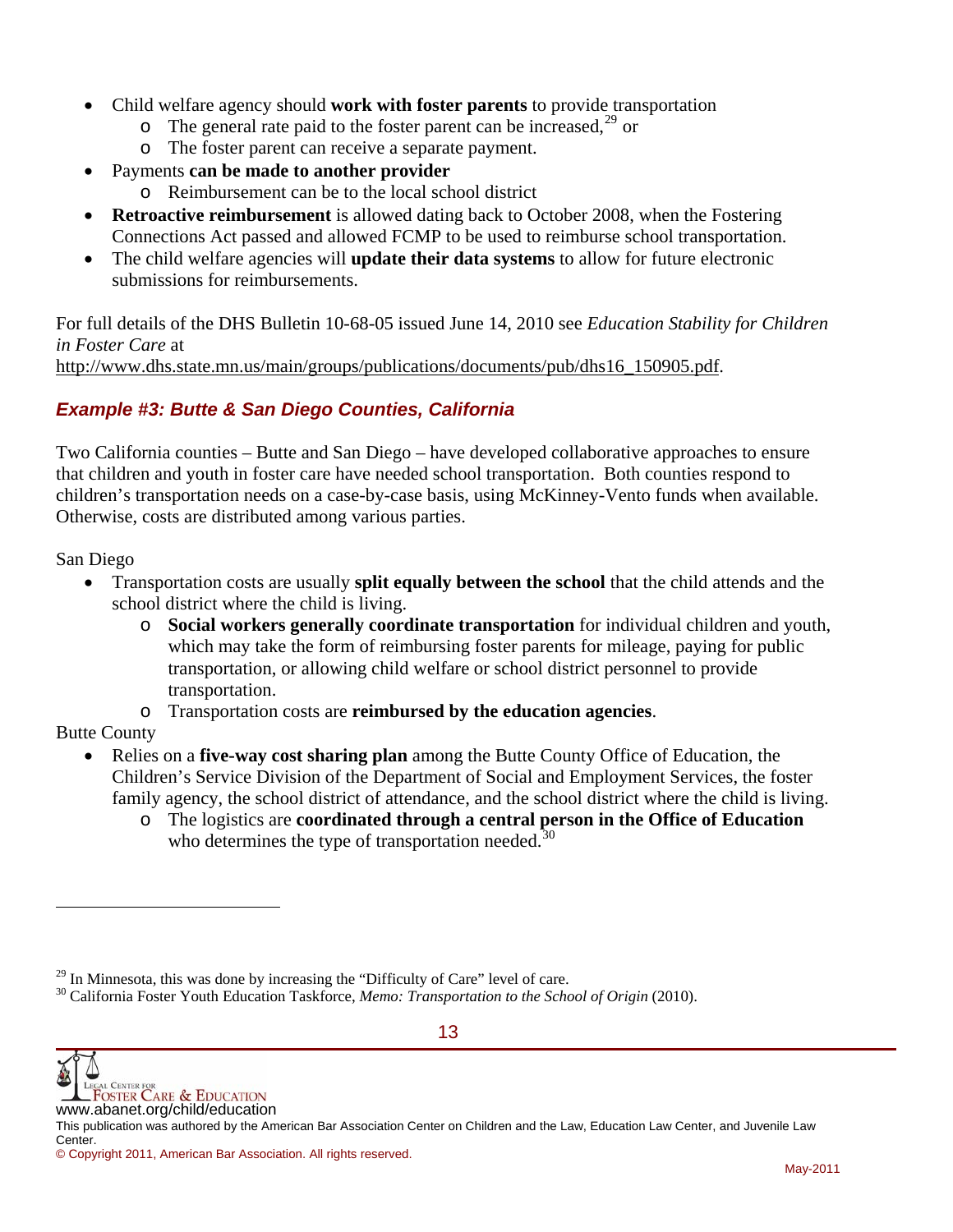- Child welfare agency should **work with foster parents** to provide transportation
  - The general rate paid to the foster parent can be increased,[29] or
  - The foster parent can receive a separate payment.
- Payments **can be made to another provider**
  - Reimbursement can be to the local school district
- **Retroactive reimbursement** is allowed dating back to October 2008, when the Fostering Connections Act passed and allowed FCMP to be used to reimburse school transportation.
- The child welfare agencies will **update their data systems** to allow for future electronic submissions for reimbursements.

For full details of the DHS Bulletin 10-68-05 issued June 14, 2010 see *Education Stability for Children in Foster Care* at http://www.dhs.state.mn.us/main/groups/publications/documents/pub/dhs16_150905.pdf.

### *Example #3: Butte & San Diego Counties, California*

Two California counties – Butte and San Diego – have developed collaborative approaches to ensure that children and youth in foster care have needed school transportation. Both counties respond to children's transportation needs on a case-by-case basis, using McKinney-Vento funds when available. Otherwise, costs are distributed among various parties.

San Diego

- Transportation costs are usually **split equally between the school** that the child attends and the school district where the child is living.
  - **Social workers generally coordinate transportation** for individual children and youth, which may take the form of reimbursing foster parents for mileage, paying for public transportation, or allowing child welfare or school district personnel to provide transportation.
  - Transportation costs are **reimbursed by the education agencies**.

Butte County

- Relies on a **five-way cost sharing plan** among the Butte County Office of Education, the Children's Service Division of the Department of Social and Employment Services, the foster family agency, the school district of attendance, and the school district where the child is living.
  - The logistics are **coordinated through a central person in the Office of Education** who determines the type of transportation needed.[30]

---

[29] In Minnesota, this was done by increasing the "Difficulty of Care" level of care.

[30] California Foster Youth Education Taskforce, *Memo: Transportation to the School of Origin* (2010).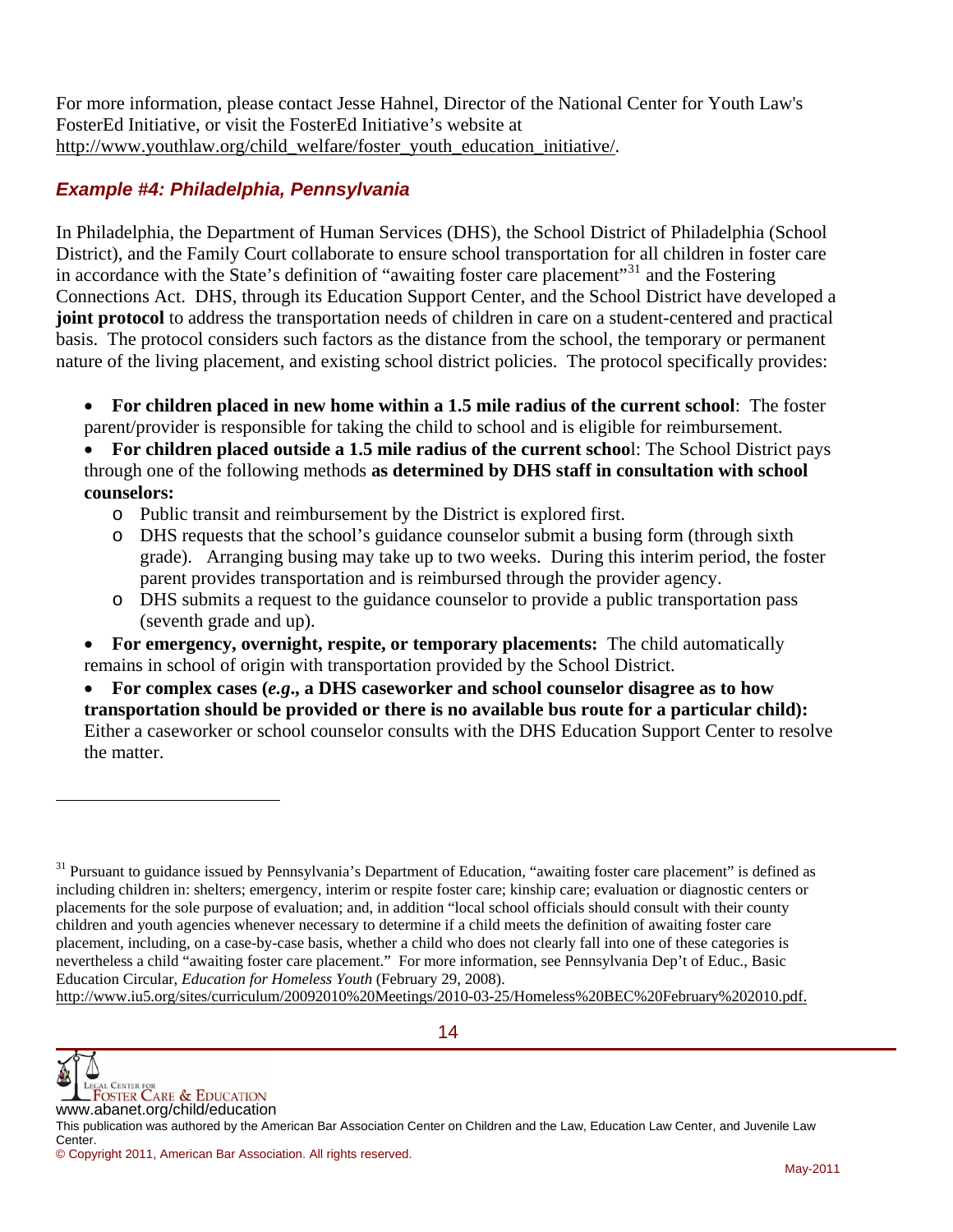For more information, please contact Jesse Hahnel, Director of the National Center for Youth Law's FosterEd Initiative, or visit the FosterEd Initiative's website at http://www.youthlaw.org/child_welfare/foster_youth_education_initiative/.

### *Example #4: Philadelphia, Pennsylvania*

In Philadelphia, the Department of Human Services (DHS), the School District of Philadelphia (School District), and the Family Court collaborate to ensure school transportation for all children in foster care in accordance with the State's definition of "awaiting foster care placement"[31] and the Fostering Connections Act. DHS, through its Education Support Center, and the School District have developed a **joint protocol** to address the transportation needs of children in care on a student-centered and practical basis. The protocol considers such factors as the distance from the school, the temporary or permanent nature of the living placement, and existing school district policies. The protocol specifically provides:

- **For children placed in new home within a 1.5 mile radius of the current school**: The foster parent/provider is responsible for taking the child to school and is eligible for reimbursement.
- **For children placed outside a 1.5 mile radius of the current school**: The School District pays through one of the following methods **as determined by DHS staff in consultation with school counselors:**
  - Public transit and reimbursement by the District is explored first.
  - DHS requests that the school's guidance counselor submit a busing form (through sixth grade). Arranging busing may take up to two weeks. During this interim period, the foster parent provides transportation and is reimbursed through the provider agency.
  - DHS submits a request to the guidance counselor to provide a public transportation pass (seventh grade and up).
- **For emergency, overnight, respite, or temporary placements:** The child automatically remains in school of origin with transportation provided by the School District.
- **For complex cases (*e.g.*, a DHS caseworker and school counselor disagree as to how transportation should be provided or there is no available bus route for a particular child):** Either a caseworker or school counselor consults with the DHS Education Support Center to resolve the matter.

---

[31] Pursuant to guidance issued by Pennsylvania's Department of Education, "awaiting foster care placement" is defined as including children in: shelters; emergency, interim or respite foster care; kinship care; evaluation or diagnostic centers or placements for the sole purpose of evaluation; and, in addition "local school officials should consult with their county children and youth agencies whenever necessary to determine if a child meets the definition of awaiting foster care placement, including, on a case-by-case basis, whether a child who does not clearly fall into one of these categories is nevertheless a child "awaiting foster care placement." For more information, see Pennsylvania Dep't of Educ., Basic Education Circular, *Education for Homeless Youth* (February 29, 2008). http://www.iu5.org/sites/curriculum/20092010%20Meetings/2010-03-25/Homeless%20BEC%20February%202010.pdf.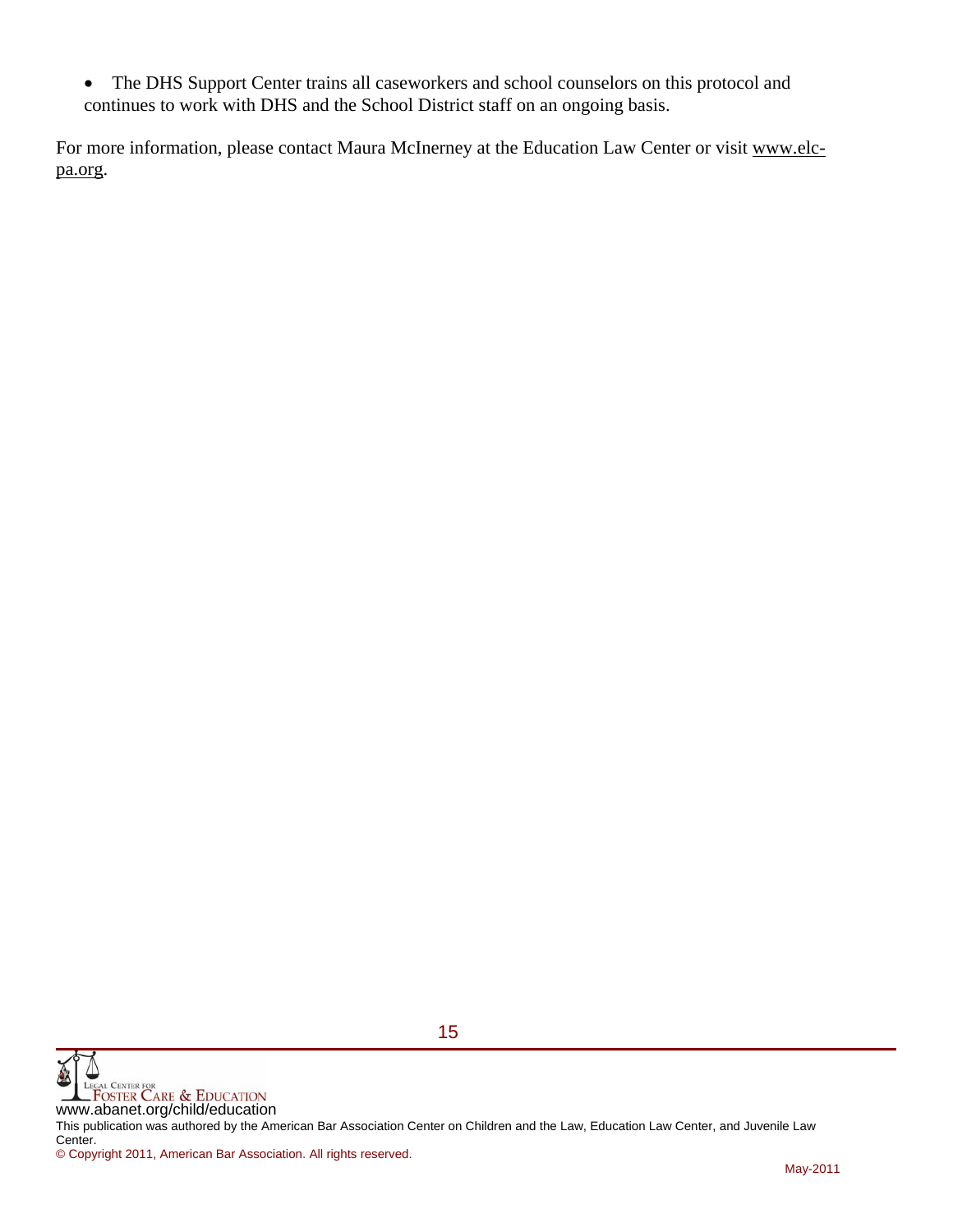- The DHS Support Center trains all caseworkers and school counselors on this protocol and continues to work with DHS and the School District staff on an ongoing basis.

For more information, please contact Maura McInerney at the Education Law Center or visit www.elc-pa.org.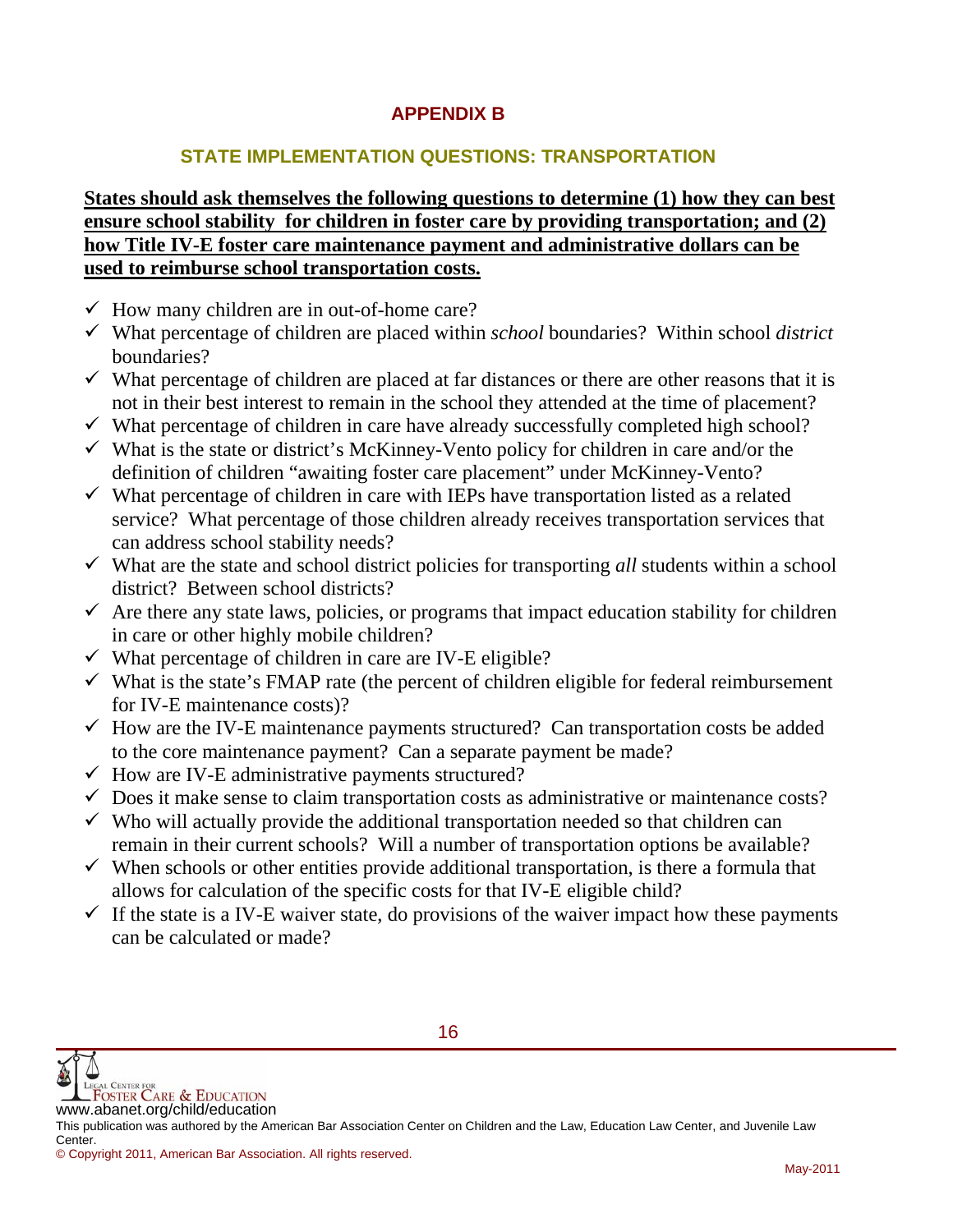# APPENDIX B

## STATE IMPLEMENTATION QUESTIONS: TRANSPORTATION

**States should ask themselves the following questions to determine (1) how they can best ensure school stability for children in foster care by providing transportation; and (2) how Title IV-E foster care maintenance payment and administrative dollars can be used to reimburse school transportation costs.**

- ✓ How many children are in out-of-home care?
- ✓ What percentage of children are placed within *school* boundaries? Within school *district* boundaries?
- ✓ What percentage of children are placed at far distances or there are other reasons that it is not in their best interest to remain in the school they attended at the time of placement?
- ✓ What percentage of children in care have already successfully completed high school?
- ✓ What is the state or district's McKinney-Vento policy for children in care and/or the definition of children "awaiting foster care placement" under McKinney-Vento?
- ✓ What percentage of children in care with IEPs have transportation listed as a related service? What percentage of those children already receives transportation services that can address school stability needs?
- ✓ What are the state and school district policies for transporting *all* students within a school district? Between school districts?
- ✓ Are there any state laws, policies, or programs that impact education stability for children in care or other highly mobile children?
- ✓ What percentage of children in care are IV-E eligible?
- ✓ What is the state's FMAP rate (the percent of children eligible for federal reimbursement for IV-E maintenance costs)?
- ✓ How are the IV-E maintenance payments structured? Can transportation costs be added to the core maintenance payment? Can a separate payment be made?
- ✓ How are IV-E administrative payments structured?
- ✓ Does it make sense to claim transportation costs as administrative or maintenance costs?
- ✓ Who will actually provide the additional transportation needed so that children can remain in their current schools? Will a number of transportation options be available?
- ✓ When schools or other entities provide additional transportation, is there a formula that allows for calculation of the specific costs for that IV-E eligible child?
- ✓ If the state is a IV-E waiver state, do provisions of the waiver impact how these payments can be calculated or made?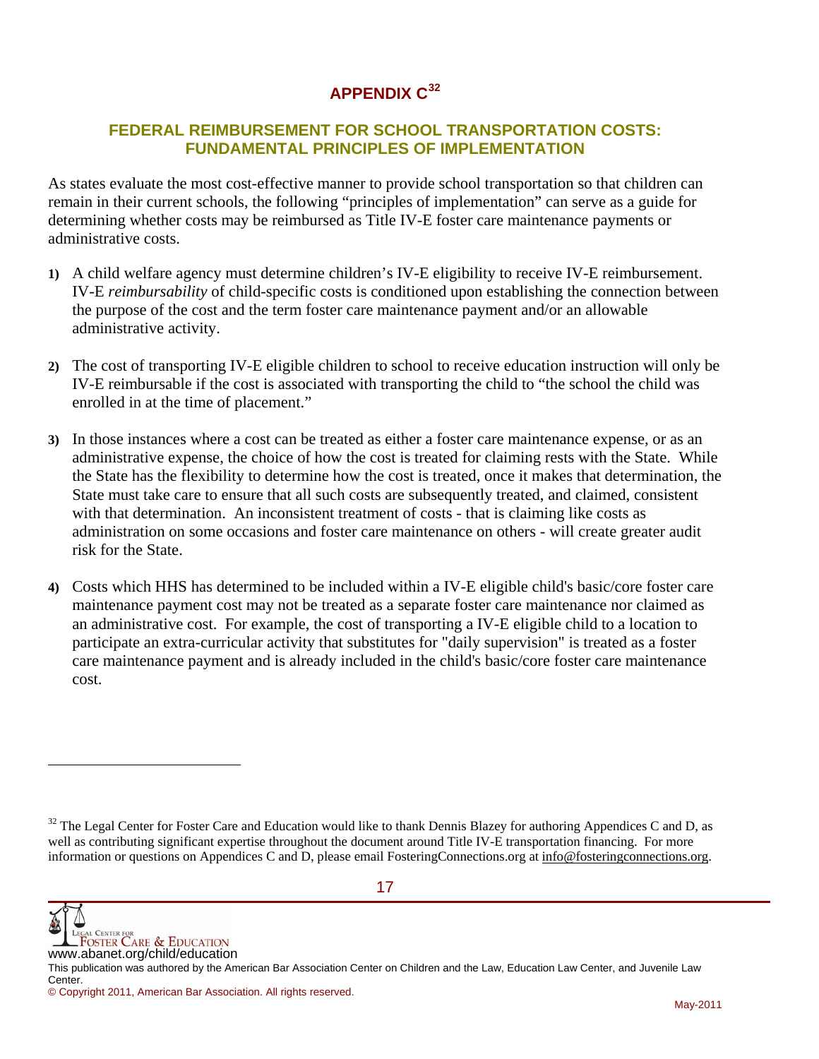# APPENDIX C[32]

## FEDERAL REIMBURSEMENT FOR SCHOOL TRANSPORTATION COSTS: FUNDAMENTAL PRINCIPLES OF IMPLEMENTATION

As states evaluate the most cost-effective manner to provide school transportation so that children can remain in their current schools, the following "principles of implementation" can serve as a guide for determining whether costs may be reimbursed as Title IV-E foster care maintenance payments or administrative costs.

1) A child welfare agency must determine children's IV-E eligibility to receive IV-E reimbursement. IV-E *reimbursability* of child-specific costs is conditioned upon establishing the connection between the purpose of the cost and the term foster care maintenance payment and/or an allowable administrative activity.

2) The cost of transporting IV-E eligible children to school to receive education instruction will only be IV-E reimbursable if the cost is associated with transporting the child to "the school the child was enrolled in at the time of placement."

3) In those instances where a cost can be treated as either a foster care maintenance expense, or as an administrative expense, the choice of how the cost is treated for claiming rests with the State. While the State has the flexibility to determine how the cost is treated, once it makes that determination, the State must take care to ensure that all such costs are subsequently treated, and claimed, consistent with that determination. An inconsistent treatment of costs - that is claiming like costs as administration on some occasions and foster care maintenance on others - will create greater audit risk for the State.

4) Costs which HHS has determined to be included within a IV-E eligible child's basic/core foster care maintenance payment cost may not be treated as a separate foster care maintenance nor claimed as an administrative cost. For example, the cost of transporting a IV-E eligible child to a location to participate an extra-curricular activity that substitutes for "daily supervision" is treated as a foster care maintenance payment and is already included in the child's basic/core foster care maintenance cost.

---

[32] The Legal Center for Foster Care and Education would like to thank Dennis Blazey for authoring Appendices C and D, as well as contributing significant expertise throughout the document around Title IV-E transportation financing. For more information or questions on Appendices C and D, please email FosteringConnections.org at info@fosteringconnections.org.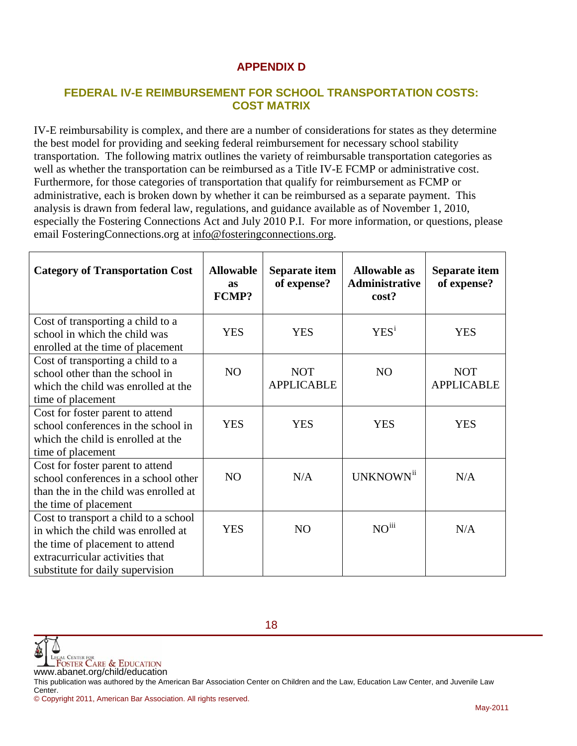# APPENDIX D

## FEDERAL IV-E REIMBURSEMENT FOR SCHOOL TRANSPORTATION COSTS: COST MATRIX

IV-E reimbursability is complex, and there are a number of considerations for states as they determine the best model for providing and seeking federal reimbursement for necessary school stability transportation. The following matrix outlines the variety of reimbursable transportation categories as well as whether the transportation can be reimbursed as a Title IV-E FCMP or administrative cost. Furthermore, for those categories of transportation that qualify for reimbursement as FCMP or administrative, each is broken down by whether it can be reimbursed as a separate payment. This analysis is drawn from federal law, regulations, and guidance available as of November 1, 2010, especially the Fostering Connections Act and July 2010 P.I. For more information, or questions, please email FosteringConnections.org at info@fosteringconnections.org.

| Category of Transportation Cost | Allowable as FCMP? | Separate item of expense? | Allowable as Administrative cost? | Separate item of expense? |
|---|---|---|---|---|
| Cost of transporting a child to a school in which the child was enrolled at the time of placement | YES | YES | YES[i] | YES |
| Cost of transporting a child to a school other than the school in which the child was enrolled at the time of placement | NO | NOT APPLICABLE | NO | NOT APPLICABLE |
| Cost for foster parent to attend school conferences in the school in which the child is enrolled at the time of placement | YES | YES | YES | YES |
| Cost for foster parent to attend school conferences in a school other than the in the child was enrolled at the time of placement | NO | N/A | UNKNOWN[ii] | N/A |
| Cost to transport a child to a school in which the child was enrolled at the time of placement to attend extracurricular activities that substitute for daily supervision | YES | NO | NO[iii] | N/A |

www.abanet.org/child/education

This publication was authored by the American Bar Association Center on Children and the Law, Education Law Center, and Juvenile Law Center.

© Copyright 2011, American Bar Association. All rights reserved.

May-2011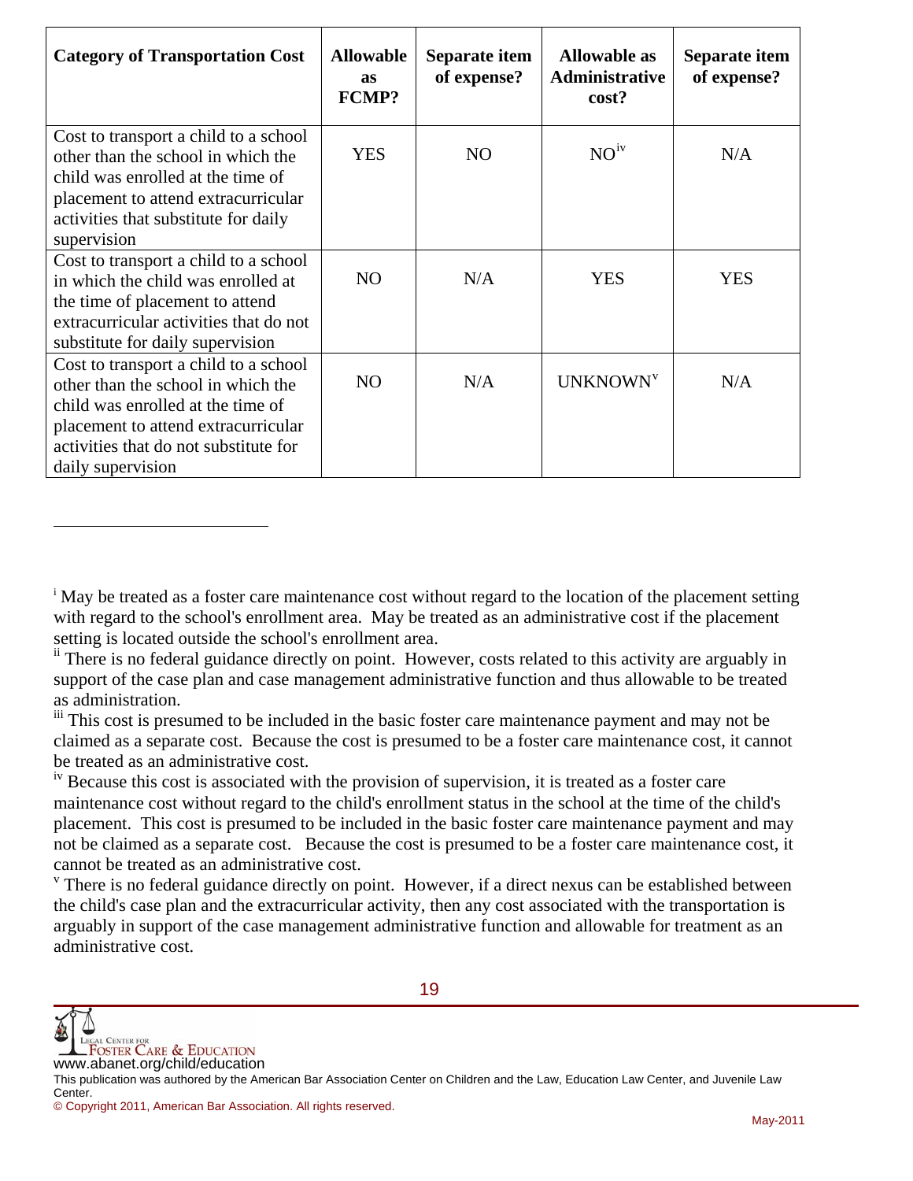| Category of Transportation Cost | Allowable as FCMP? | Separate item of expense? | Allowable as Administrative cost? | Separate item of expense? |
|---|---|---|---|---|
| Cost to transport a child to a school other than the school in which the child was enrolled at the time of placement to attend extracurricular activities that substitute for daily supervision | YES | NO | NO[iv] | N/A |
| Cost to transport a child to a school in which the child was enrolled at the time of placement to attend extracurricular activities that do not substitute for daily supervision | NO | N/A | YES | YES |
| Cost to transport a child to a school other than the school in which the child was enrolled at the time of placement to attend extracurricular activities that do not substitute for daily supervision | NO | N/A | UNKNOWN[v] | N/A |

---

[i] May be treated as a foster care maintenance cost without regard to the location of the placement setting with regard to the school's enrollment area. May be treated as an administrative cost if the placement setting is located outside the school's enrollment area.

[ii] There is no federal guidance directly on point. However, costs related to this activity are arguably in support of the case plan and case management administrative function and thus allowable to be treated as administration.

[iii] This cost is presumed to be included in the basic foster care maintenance payment and may not be claimed as a separate cost. Because the cost is presumed to be a foster care maintenance cost, it cannot be treated as an administrative cost.

[iv] Because this cost is associated with the provision of supervision, it is treated as a foster care maintenance cost without regard to the child's enrollment status in the school at the time of the child's placement. This cost is presumed to be included in the basic foster care maintenance payment and may not be claimed as a separate cost. Because the cost is presumed to be a foster care maintenance cost, it cannot be treated as an administrative cost.

[v] There is no federal guidance directly on point. However, if a direct nexus can be established between the child's case plan and the extracurricular activity, then any cost associated with the transportation is arguably in support of the case management administrative function and allowable for treatment as an administrative cost.